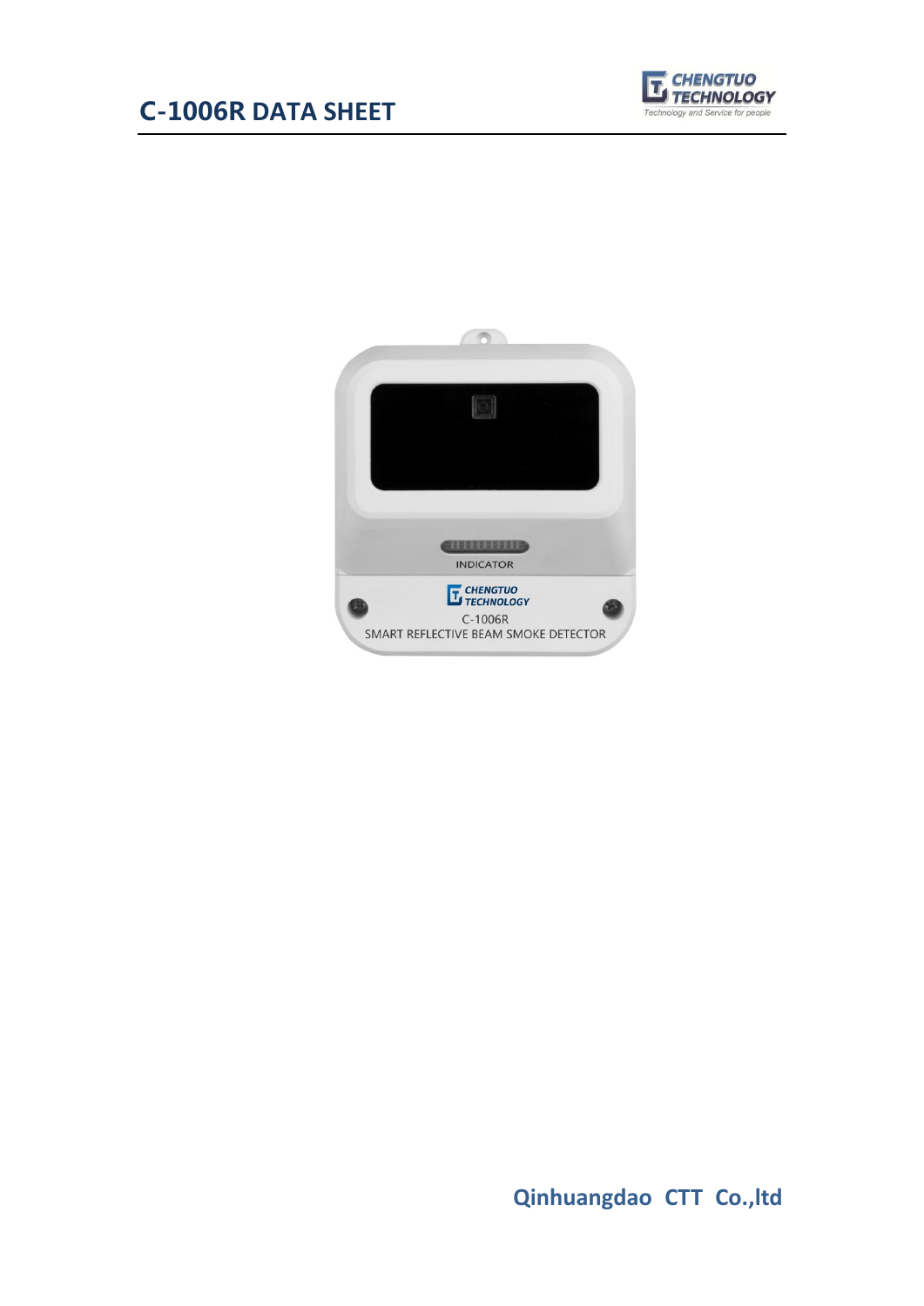# C-1006R DATA SHEET

**Qinhuangdao CTT Co.,ltd**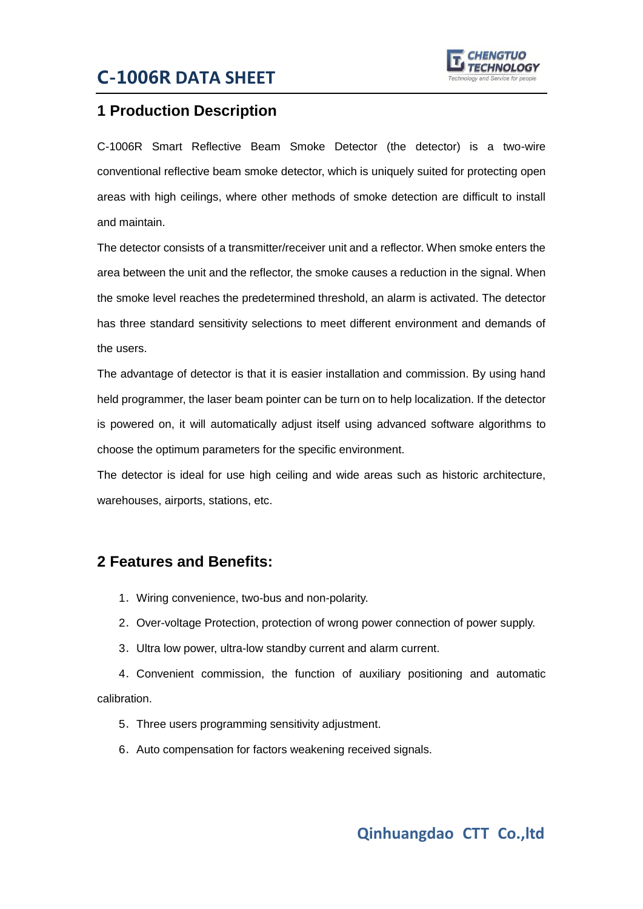# C-1006R DATA SHEET

## 1 Production Description

C-1006R Smart Reflective Beam Smoke Detector (the detector) is a two-wire conventional reflective beam smoke detector, which is uniquely suited for protecting open areas with high ceilings, where other methods of smoke detection are difficult to install and maintain.

The detector consists of a transmitter/receiver unit and a reflector. When smoke enters the area between the unit and the reflector, the smoke causes a reduction in the signal. When the smoke level reaches the predetermined threshold, an alarm is activated. The detector has three standard sensitivity selections to meet different environment and demands of the users.

The advantage of detector is that it is easier installation and commission. By using hand held programmer, the laser beam pointer can be turn on to help localization. If the detector is powered on, it will automatically adjust itself using advanced software algorithms to choose the optimum parameters for the specific environment.

The detector is ideal for use high ceiling and wide areas such as historic architecture, warehouses, airports, stations, etc.

## 2 Features and Benefits:

1. Wiring convenience, two-bus and non-polarity.
2. Over-voltage Protection, protection of wrong power connection of power supply.
3. Ultra low power, ultra-low standby current and alarm current.
4. Convenient commission, the function of auxiliary positioning and automatic calibration.
5. Three users programming sensitivity adjustment.
6. Auto compensation for factors weakening received signals.

Qinhuangdao CTT Co.,ltd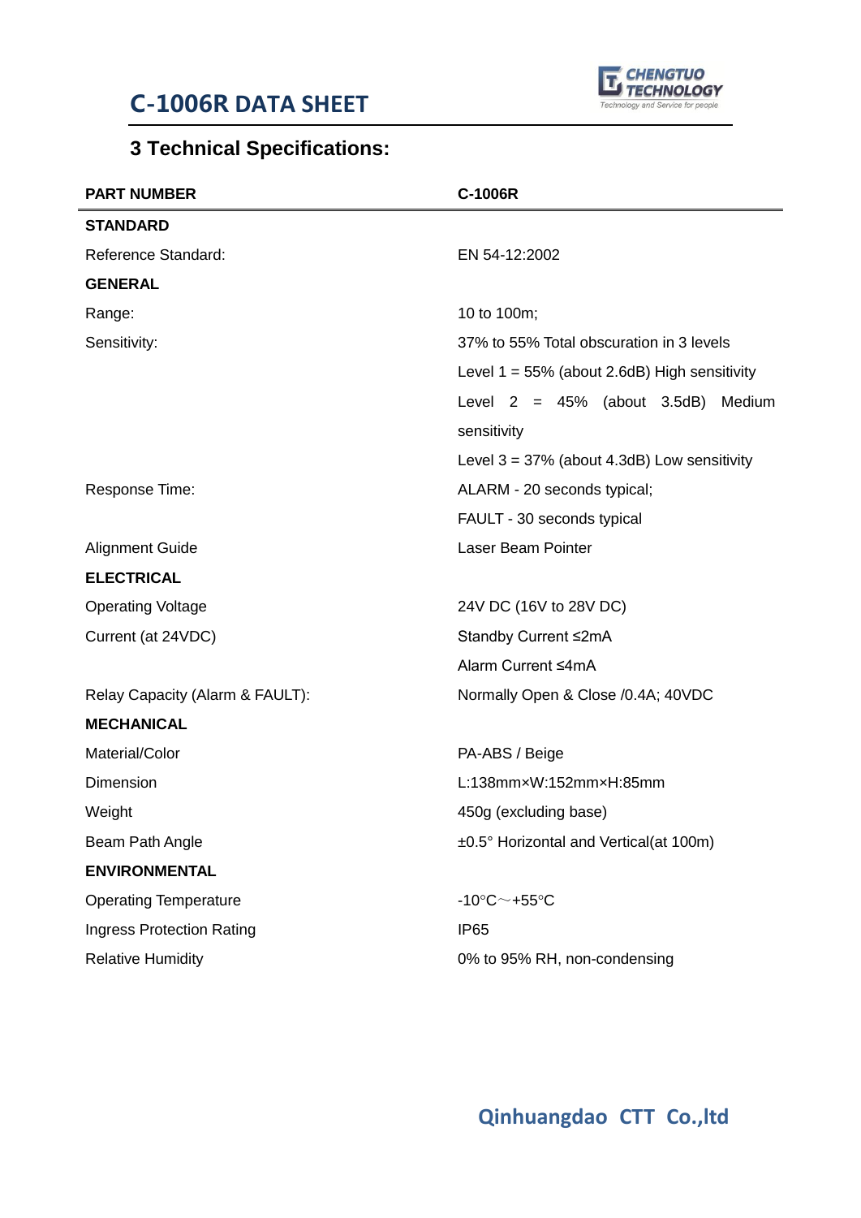# C-1006R DATA SHEET

## 3 Technical Specifications:

| PART NUMBER | C-1006R |
|---|---|
| **STANDARD** | |
| Reference Standard: | EN 54-12:2002 |
| **GENERAL** | |
| Range: | 10 to 100m; |
| Sensitivity: | 37% to 55% Total obscuration in 3 levels |
| | Level 1 = 55% (about 2.6dB) High sensitivity |
| | Level 2 = 45% (about 3.5dB) Medium sensitivity |
| | Level 3 = 37% (about 4.3dB) Low sensitivity |
| Response Time: | ALARM - 20 seconds typical; |
| | FAULT - 30 seconds typical |
| Alignment Guide | Laser Beam Pointer |
| **ELECTRICAL** | |
| Operating Voltage | 24V DC (16V to 28V DC) |
| Current (at 24VDC) | Standby Current ≤2mA |
| | Alarm Current ≤4mA |
| Relay Capacity (Alarm & FAULT): | Normally Open & Close /0.4A; 40VDC |
| **MECHANICAL** | |
| Material/Color | PA-ABS / Beige |
| Dimension | L:138mm×W:152mm×H:85mm |
| Weight | 450g (excluding base) |
| Beam Path Angle | ±0.5° Horizontal and Vertical(at 100m) |
| **ENVIRONMENTAL** | |
| Operating Temperature | -10°C～+55°C |
| Ingress Protection Rating | IP65 |
| Relative Humidity | 0% to 95% RH, non-condensing |